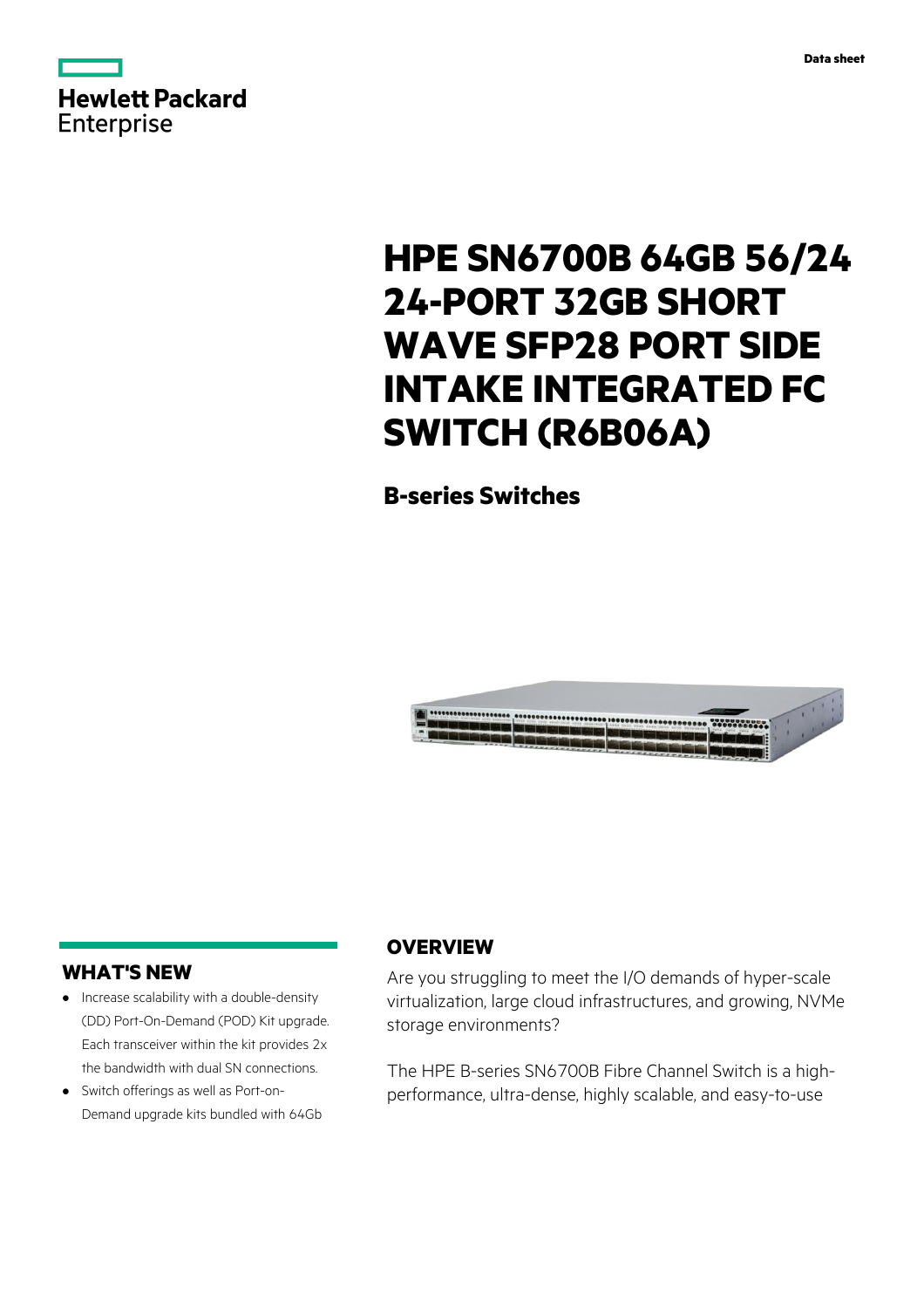Data sheet

# HPE SN6700B 64GB 56/24 24-PORT 32GB SHORT WAVE SFP28 PORT SIDE INTAKE INTEGRATED FC SWITCH (R6B06A)

## B-series Switches

## WHAT'S NEW

- Increase scalability with a double-density (DD) Port-On-Demand (POD) Kit upgrade. Each transceiver within the kit provides 2x the bandwidth with dual SN connections.
- Switch offerings as well as Port-on-Demand upgrade kits bundled with 64Gb

## OVERVIEW

Are you struggling to meet the I/O demands of hyper-scale virtualization, large cloud infrastructures, and growing, NVMe storage environments?

The HPE B-series SN6700B Fibre Channel Switch is a high-performance, ultra-dense, highly scalable, and easy-to-use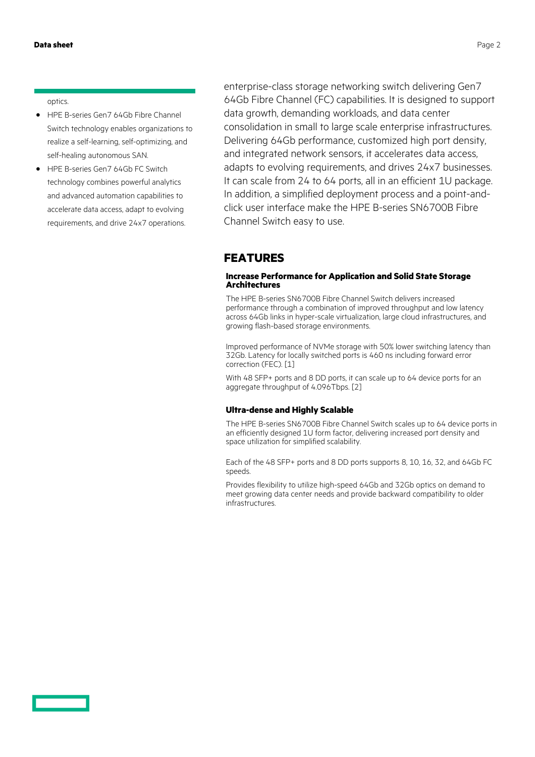optics.

- HPE B-series Gen7 64Gb Fibre Channel Switch technology enables organizations to realize a self-learning, self-optimizing, and self-healing autonomous SAN.
- HPE B-series Gen7 64Gb FC Switch technology combines powerful analytics and advanced automation capabilities to accelerate data access, adapt to evolving requirements, and drive 24x7 operations.

enterprise-class storage networking switch delivering Gen7 64Gb Fibre Channel (FC) capabilities. It is designed to support data growth, demanding workloads, and data center consolidation in small to large scale enterprise infrastructures. Delivering 64Gb performance, customized high port density, and integrated network sensors, it accelerates data access, adapts to evolving requirements, and drives 24x7 businesses. It can scale from 24 to 64 ports, all in an efficient 1U package. In addition, a simplified deployment process and a point-and-click user interface make the HPE B-series SN6700B Fibre Channel Switch easy to use.

## FEATURES

### Increase Performance for Application and Solid State Storage Architectures

The HPE B-series SN6700B Fibre Channel Switch delivers increased performance through a combination of improved throughput and low latency across 64Gb links in hyper-scale virtualization, large cloud infrastructures, and growing flash-based storage environments.

Improved performance of NVMe storage with 50% lower switching latency than 32Gb. Latency for locally switched ports is 460 ns including forward error correction (FEC). [1]

With 48 SFP+ ports and 8 DD ports, it can scale up to 64 device ports for an aggregate throughput of 4.096Tbps. [2]

### Ultra-dense and Highly Scalable

The HPE B-series SN6700B Fibre Channel Switch scales up to 64 device ports in an efficiently designed 1U form factor, delivering increased port density and space utilization for simplified scalability.

Each of the 48 SFP+ ports and 8 DD ports supports 8, 10, 16, 32, and 64Gb FC speeds.

Provides flexibility to utilize high-speed 64Gb and 32Gb optics on demand to meet growing data center needs and provide backward compatibility to older infrastructures.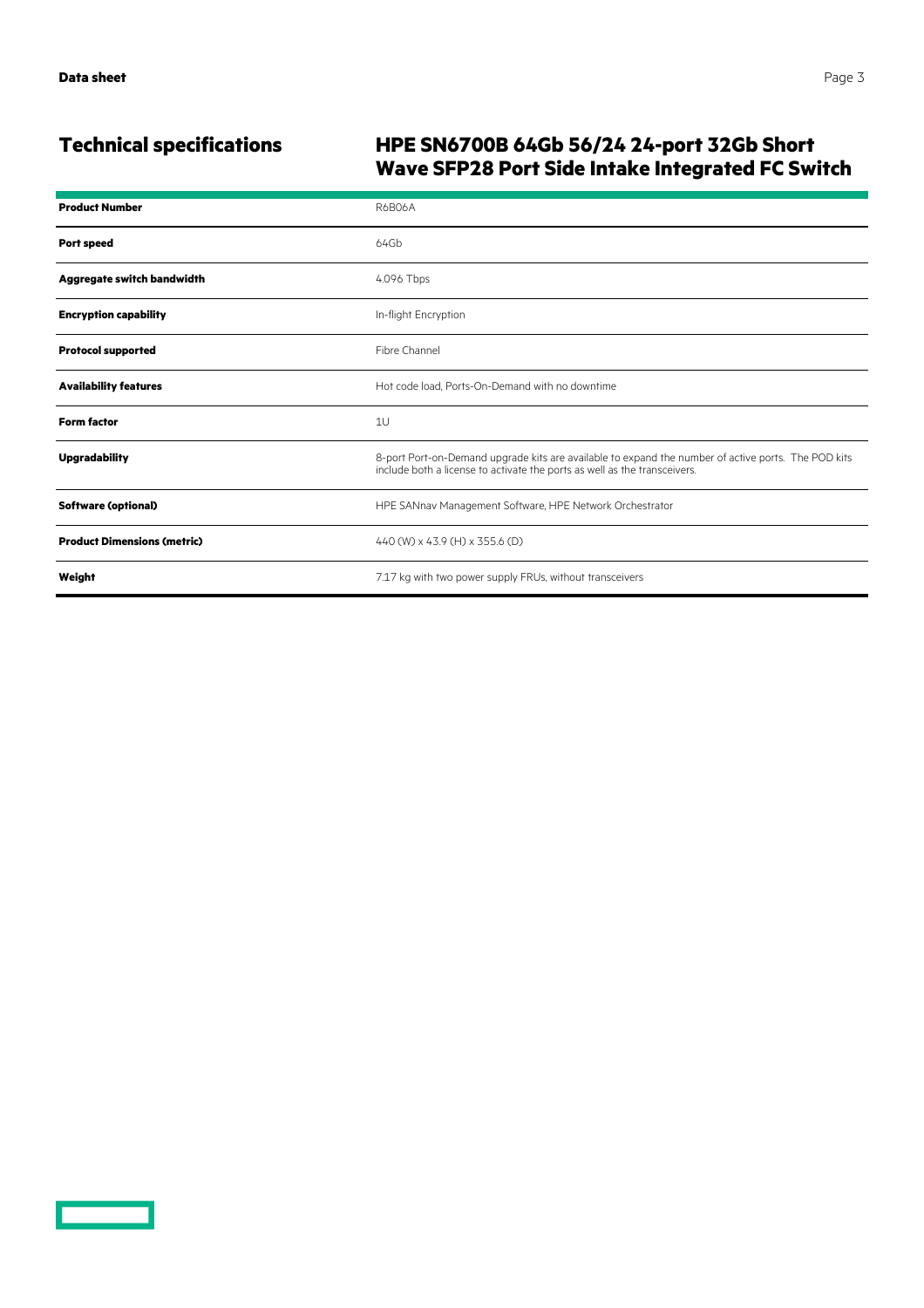## Technical specifications

### HPE SN6700B 64Gb 56/24 24-port 32Gb Short Wave SFP28 Port Side Intake Integrated FC Switch

| | |
|---|---|
| **Product Number** | R6B06A |
| **Port speed** | 64Gb |
| **Aggregate switch bandwidth** | 4.096 Tbps |
| **Encryption capability** | In-flight Encryption |
| **Protocol supported** | Fibre Channel |
| **Availability features** | Hot code load, Ports-On-Demand with no downtime |
| **Form factor** | 1U |
| **Upgradability** | 8-port Port-on-Demand upgrade kits are available to expand the number of active ports. The POD kits include both a license to activate the ports as well as the transceivers. |
| **Software (optional)** | HPE SANnav Management Software, HPE Network Orchestrator |
| **Product Dimensions (metric)** | 440 (W) x 43.9 (H) x 355.6 (D) |
| **Weight** | 7.17 kg with two power supply FRUs, without transceivers |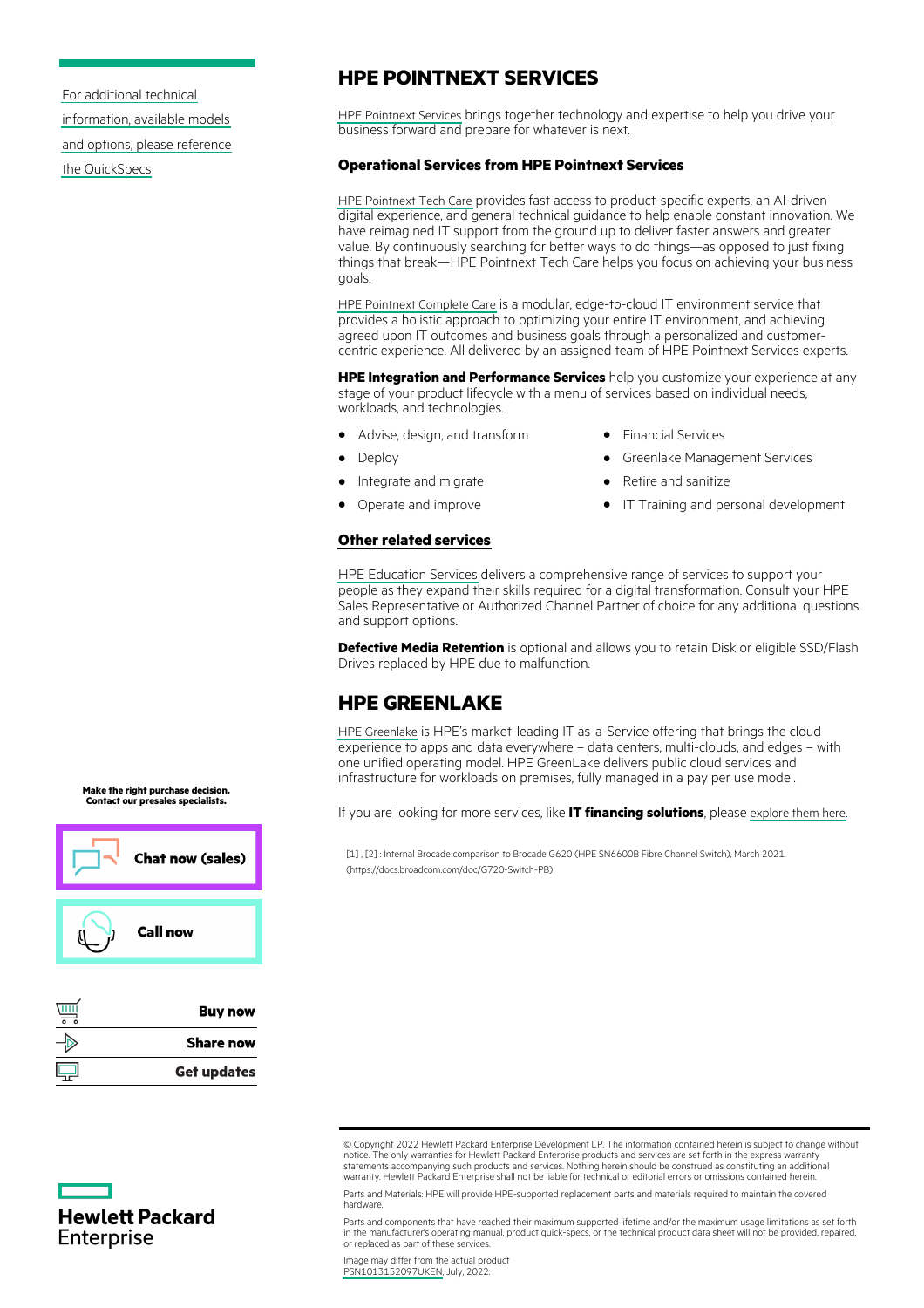For additional technical information, available models and options, please reference the QuickSpecs

## HPE POINTNEXT SERVICES

HPE Pointnext Services brings together technology and expertise to help you drive your business forward and prepare for whatever is next.

### Operational Services from HPE Pointnext Services

HPE Pointnext Tech Care provides fast access to product-specific experts, an AI-driven digital experience, and general technical guidance to help enable constant innovation. We have reimagined IT support from the ground up to deliver faster answers and greater value. By continuously searching for better ways to do things—as opposed to just fixing things that break—HPE Pointnext Tech Care helps you focus on achieving your business goals.

HPE Pointnext Complete Care is a modular, edge-to-cloud IT environment service that provides a holistic approach to optimizing your entire IT environment, and achieving agreed upon IT outcomes and business goals through a personalized and customer-centric experience. All delivered by an assigned team of HPE Pointnext Services experts.

**HPE Integration and Performance Services** help you customize your experience at any stage of your product lifecycle with a menu of services based on individual needs, workloads, and technologies.

- Advise, design, and transform
- Deploy
- Integrate and migrate
- Operate and improve
- Financial Services
- Greenlake Management Services
- Retire and sanitize
- IT Training and personal development

### Other related services

HPE Education Services delivers a comprehensive range of services to support your people as they expand their skills required for a digital transformation. Consult your HPE Sales Representative or Authorized Channel Partner of choice for any additional questions and support options.

**Defective Media Retention** is optional and allows you to retain Disk or eligible SSD/Flash Drives replaced by HPE due to malfunction.

## HPE GREENLAKE

HPE Greenlake is HPE's market-leading IT as-a-Service offering that brings the cloud experience to apps and data everywhere – data centers, multi-clouds, and edges – with one unified operating model. HPE GreenLake delivers public cloud services and infrastructure for workloads on premises, fully managed in a pay per use model.

If you are looking for more services, like **IT financing solutions**, please explore them here.

[1] , [2] : Internal Brocade comparison to Brocade G620 (HPE SN6600B Fibre Channel Switch), March 2021. (https://docs.broadcom.com/doc/G720-Switch-PB)

Make the right purchase decision. Contact our presales specialists.

Chat now (sales)

Call now

Buy now

Share now

Get updates

© Copyright 2022 Hewlett Packard Enterprise Development LP. The information contained herein is subject to change without notice. The only warranties for Hewlett Packard Enterprise products and services are set forth in the express warranty statements accompanying such products and services. Nothing herein should be construed as constituting an additional warranty. Hewlett Packard Enterprise shall not be liable for technical or editorial errors or omissions contained herein.

Parts and Materials: HPE will provide HPE-supported replacement parts and materials required to maintain the covered hardware.

Parts and components that have reached their maximum supported lifetime and/or the maximum usage limitations as set forth in the manufacturer's operating manual, product quick-specs, or the technical product data sheet will not be provided, repaired, or replaced as part of these services.

Image may differ from the actual product

PSN1013152097UKEN, July, 2022.